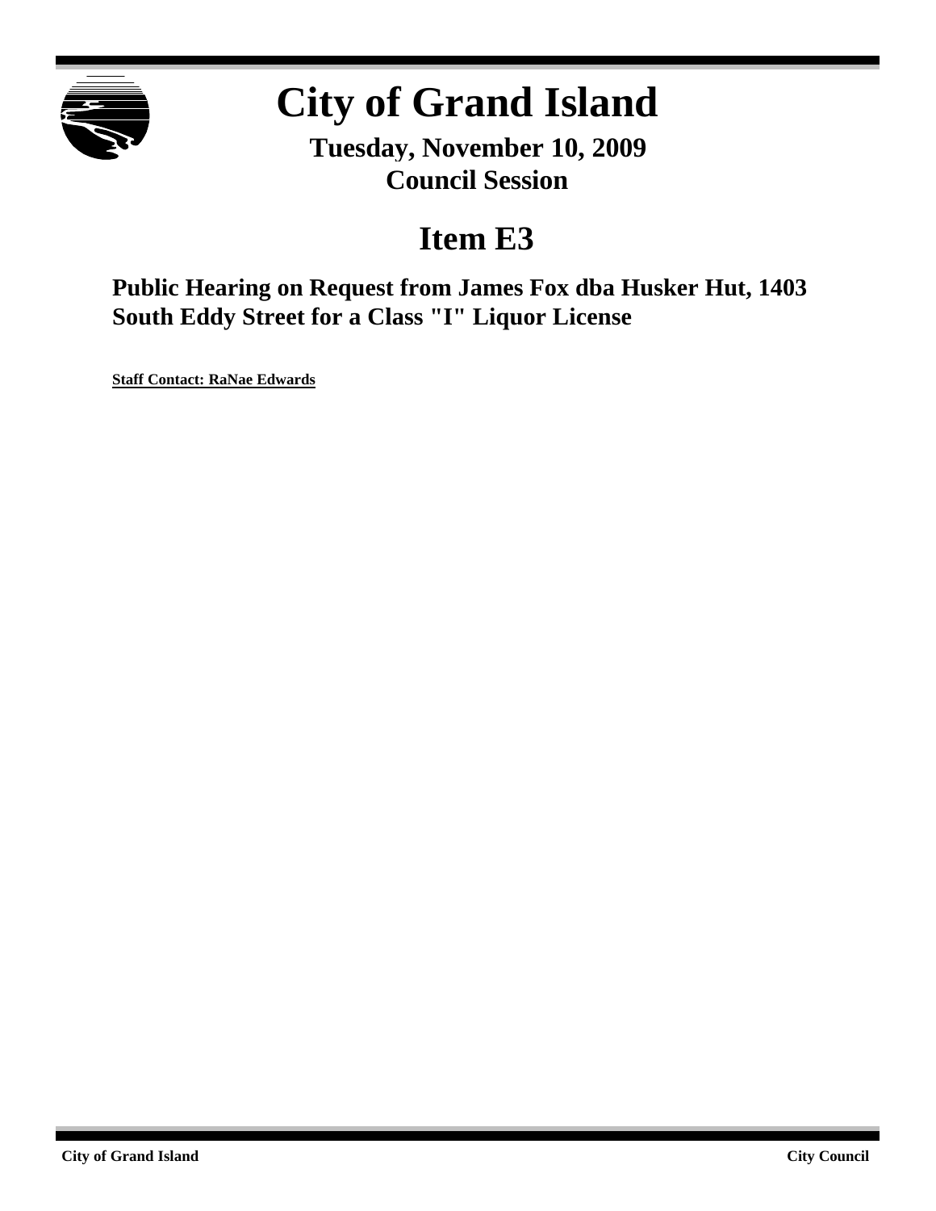# City of Grand Island

**Tuesday, November 10, 2009**
**Council Session**

## Item E3

### Public Hearing on Request from James Fox dba Husker Hut, 1403 South Eddy Street for a Class "I" Liquor License

**Staff Contact: RaNae Edwards**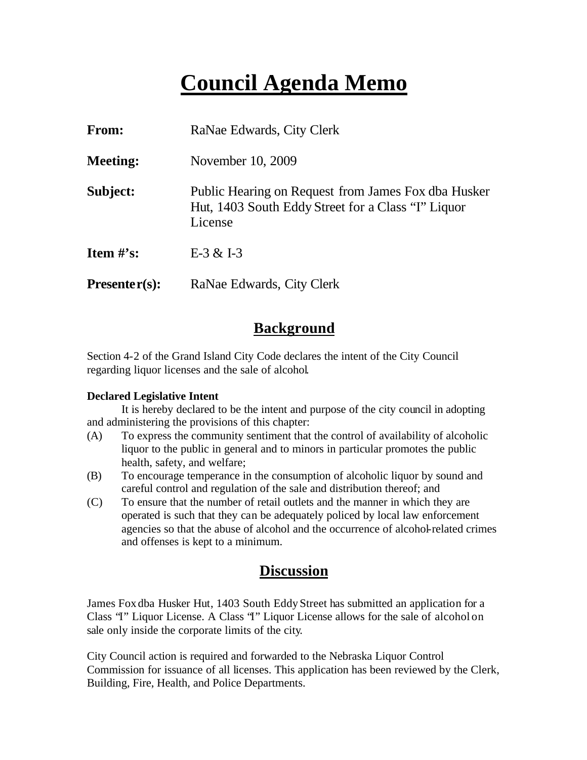# Council Agenda Memo

**From:** RaNae Edwards, City Clerk

**Meeting:** November 10, 2009

**Subject:** Public Hearing on Request from James Fox dba Husker Hut, 1403 South Eddy Street for a Class "I" Liquor License

**Item #'s:** E-3 & I-3

**Presenter(s):** RaNae Edwards, City Clerk

## Background

Section 4-2 of the Grand Island City Code declares the intent of the City Council regarding liquor licenses and the sale of alcohol.

**Declared Legislative Intent**

It is hereby declared to be the intent and purpose of the city council in adopting and administering the provisions of this chapter:

(A) To express the community sentiment that the control of availability of alcoholic liquor to the public in general and to minors in particular promotes the public health, safety, and welfare;

(B) To encourage temperance in the consumption of alcoholic liquor by sound and careful control and regulation of the sale and distribution thereof; and

(C) To ensure that the number of retail outlets and the manner in which they are operated is such that they can be adequately policed by local law enforcement agencies so that the abuse of alcohol and the occurrence of alcohol-related crimes and offenses is kept to a minimum.

## Discussion

James Fox dba Husker Hut, 1403 South Eddy Street has submitted an application for a Class "I" Liquor License. A Class "I" Liquor License allows for the sale of alcohol on sale only inside the corporate limits of the city.

City Council action is required and forwarded to the Nebraska Liquor Control Commission for issuance of all licenses. This application has been reviewed by the Clerk, Building, Fire, Health, and Police Departments.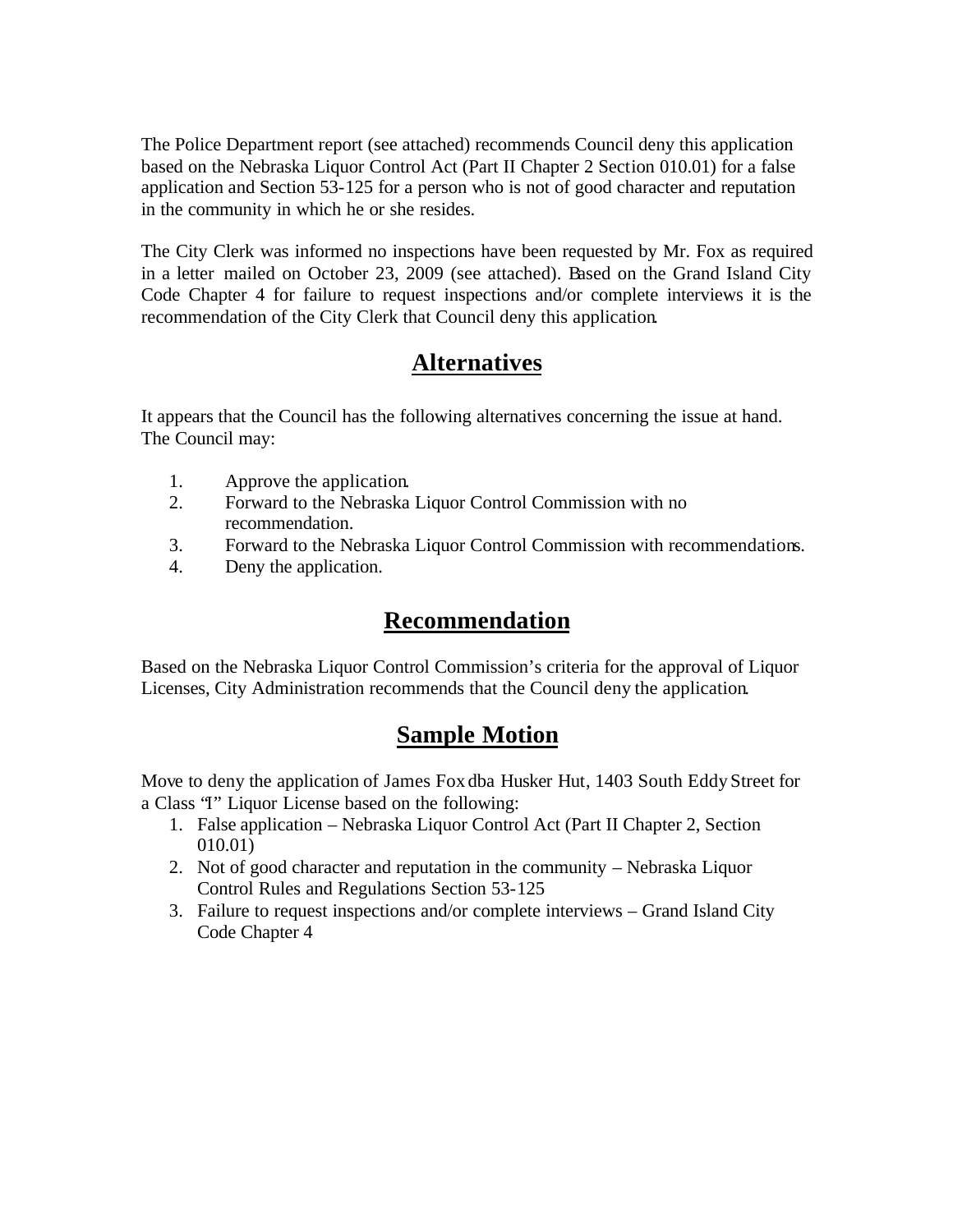The Police Department report (see attached) recommends Council deny this application based on the Nebraska Liquor Control Act (Part II Chapter 2 Section 010.01) for a false application and Section 53-125 for a person who is not of good character and reputation in the community in which he or she resides.

The City Clerk was informed no inspections have been requested by Mr. Fox as required in a letter mailed on October 23, 2009 (see attached). Based on the Grand Island City Code Chapter 4 for failure to request inspections and/or complete interviews it is the recommendation of the City Clerk that Council deny this application.

## Alternatives

It appears that the Council has the following alternatives concerning the issue at hand. The Council may:

1. Approve the application.
2. Forward to the Nebraska Liquor Control Commission with no recommendation.
3. Forward to the Nebraska Liquor Control Commission with recommendations.
4. Deny the application.

## Recommendation

Based on the Nebraska Liquor Control Commission's criteria for the approval of Liquor Licenses, City Administration recommends that the Council deny the application.

## Sample Motion

Move to deny the application of James Fox dba Husker Hut, 1403 South Eddy Street for a Class "I" Liquor License based on the following:

1. False application – Nebraska Liquor Control Act (Part II Chapter 2, Section 010.01)
2. Not of good character and reputation in the community – Nebraska Liquor Control Rules and Regulations Section 53-125
3. Failure to request inspections and/or complete interviews – Grand Island City Code Chapter 4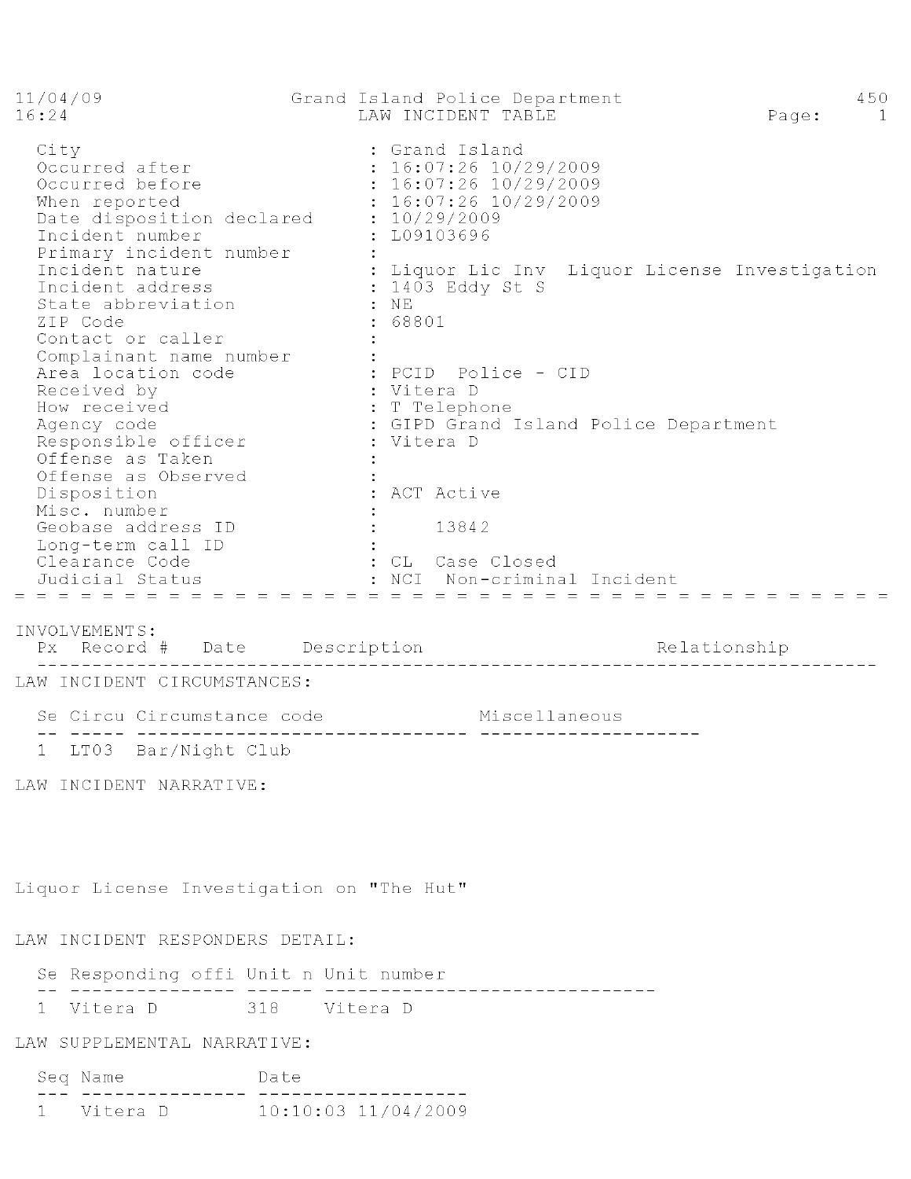11/04/09 Grand Island Police Department 450
16:24 LAW INCIDENT TABLE

| Field | Value |
|---|---|
| City | : Grand Island |
| Occurred after | : 16:07:26 10/29/2009 |
| Occurred before | : 16:07:26 10/29/2009 |
| When reported | : 16:07:26 10/29/2009 |
| Date disposition declared | : 10/29/2009 |
| Incident number | : L09103696 |
| Primary incident number | : |
| Incident nature | : Liquor Lic Inv Liquor License Investigation |
| Incident address | : 1403 Eddy St S |
| State abbreviation | : NE |
| ZIP Code | : 68801 |
| Contact or caller | : |
| Complainant name number | : |
| Area location code | : PCID Police - CID |
| Received by | : Vitera D |
| How received | : T Telephone |
| Agency code | : GIPD Grand Island Police Department |
| Responsible officer | : Vitera D |
| Offense as Taken | : |
| Offense as Observed | : |
| Disposition | : ACT Active |
| Misc. number | : |
| Geobase address ID | : 13842 |
| Long-term call ID | : |
| Clearance Code | : CL Case Closed |
| Judicial Status | : NCI Non-criminal Incident |

## INVOLVEMENTS:

| Px | Record # | Date | Description | Relationship |
|---|---|---|---|---|

## LAW INCIDENT CIRCUMSTANCES:

| Se | Circu | Circumstance code | Miscellaneous |
|---|---|---|---|
| 1 | LT03 | Bar/Night Club | |

## LAW INCIDENT NARRATIVE:

Liquor License Investigation on "The Hut"

## LAW INCIDENT RESPONDERS DETAIL:

| Se | Responding offi | Unit n | Unit number |
|---|---|---|---|
| 1 | Vitera D | 318 | Vitera D |

## LAW SUPPLEMENTAL NARRATIVE:

| Seq | Name | Date |
|---|---|---|
| 1 | Vitera D | 10:10:03 11/04/2009 |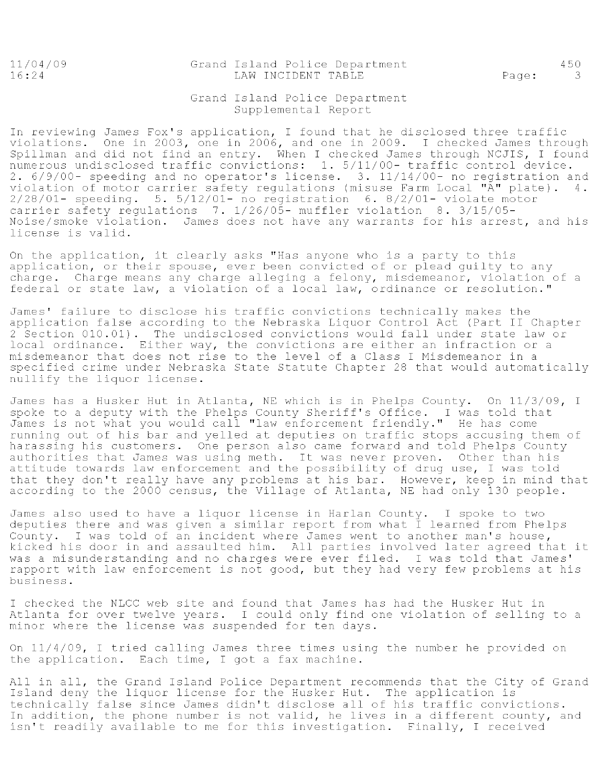# Grand Island Police Department
## Supplemental Report

In reviewing James Fox's application, I found that he disclosed three traffic violations. One in 2003, one in 2006, and one in 2009. I checked James through Spillman and did not find an entry. When I checked James through NCJIS, I found numerous undisclosed traffic convictions: 1. 5/11/00- traffic control device. 2. 6/9/00- speeding and no operator's license. 3. 11/14/00- no registration and violation of motor carrier safety regulations (misuse Farm Local "A" plate). 4. 2/28/01- speeding. 5. 5/12/01- no registration 6. 8/2/01- violate motor carrier safety regulations 7. 1/26/05- muffler violation 8. 3/15/05- Noise/smoke violation. James does not have any warrants for his arrest, and his license is valid.

On the application, it clearly asks "Has anyone who is a party to this application, or their spouse, ever been convicted of or plead guilty to any charge. Charge means any charge alleging a felony, misdemeanor, violation of a federal or state law, a violation of a local law, ordinance or resolution."

James' failure to disclose his traffic convictions technically makes the application false according to the Nebraska Liquor Control Act (Part II Chapter 2 Section 010.01). The undisclosed convictions would fall under state law or local ordinance. Either way, the convictions are either an infraction or a misdemeanor that does not rise to the level of a Class I Misdemeanor in a specified crime under Nebraska State Statute Chapter 28 that would automatically nullify the liquor license.

James has a Husker Hut in Atlanta, NE which is in Phelps County. On 11/3/09, I spoke to a deputy with the Phelps County Sheriff's Office. I was told that James is not what you would call "law enforcement friendly." He has come running out of his bar and yelled at deputies on traffic stops accusing them of harassing his customers. One person also came forward and told Phelps County authorities that James was using meth. It was never proven. Other than his attitude towards law enforcement and the possibility of drug use, I was told that they don't really have any problems at his bar. However, keep in mind that according to the 2000 census, the Village of Atlanta, NE had only 130 people.

James also used to have a liquor license in Harlan County. I spoke to two deputies there and was given a similar report from what I learned from Phelps County. I was told of an incident where James went to another man's house, kicked his door in and assaulted him. All parties involved later agreed that it was a misunderstanding and no charges were ever filed. I was told that James' rapport with law enforcement is not good, but they had very few problems at his business.

I checked the NLCC web site and found that James has had the Husker Hut in Atlanta for over twelve years. I could only find one violation of selling to a minor where the license was suspended for ten days.

On 11/4/09, I tried calling James three times using the number he provided on the application. Each time, I got a fax machine.

All in all, the Grand Island Police Department recommends that the City of Grand Island deny the liquor license for the Husker Hut. The application is technically false since James didn't disclose all of his traffic convictions. In addition, the phone number is not valid, he lives in a different county, and isn't readily available to me for this investigation. Finally, I received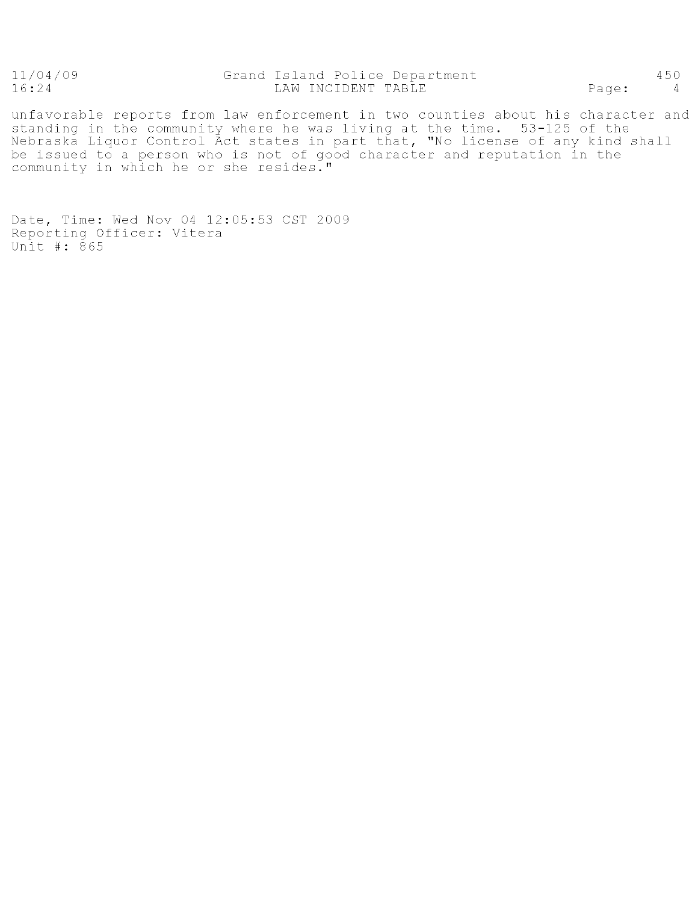unfavorable reports from law enforcement in two counties about his character and standing in the community where he was living at the time. 53-125 of the Nebraska Liquor Control Act states in part that, "No license of any kind shall be issued to a person who is not of good character and reputation in the community in which he or she resides."

Date, Time: Wed Nov 04 12:05:53 CST 2009
Reporting Officer: Vitera
Unit #: 865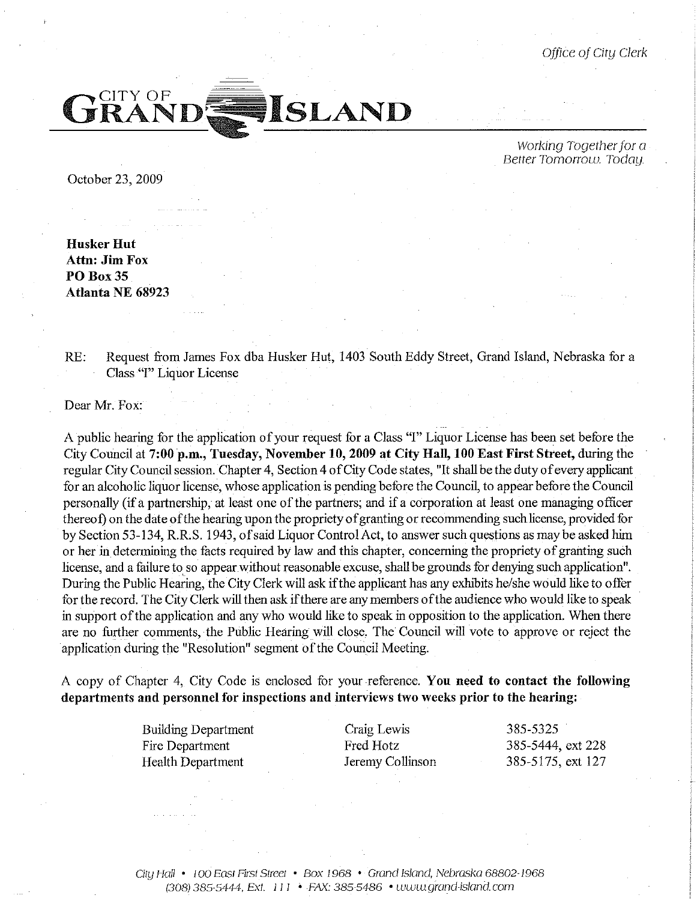*Office of City Clerk*

# CITY OF GRAND ISLAND

*Working Together for a Better Tomorrow. Today.*

October 23, 2009

**Husker Hut**
**Attn: Jim Fox**
**PO Box 35**
**Atlanta NE 68923**

RE: Request from James Fox dba Husker Hut, 1403 South Eddy Street, Grand Island, Nebraska for a Class "I" Liquor License

Dear Mr. Fox:

A public hearing for the application of your request for a Class "I" Liquor License has been set before the City Council at **7:00 p.m., Tuesday, November 10, 2009 at City Hall, 100 East First Street,** during the regular City Council session. Chapter 4, Section 4 of City Code states, "It shall be the duty of every applicant for an alcoholic liquor license, whose application is pending before the Council, to appear before the Council personally (if a partnership, at least one of the partners; and if a corporation at least one managing officer thereof) on the date of the hearing upon the propriety of granting or recommending such license, provided for by Section 53-134, R.R.S. 1943, of said Liquor Control Act, to answer such questions as may be asked him or her in determining the facts required by law and this chapter, concerning the propriety of granting such license, and a failure to so appear without reasonable excuse, shall be grounds for denying such application". During the Public Hearing, the City Clerk will ask if the applicant has any exhibits he/she would like to offer for the record. The City Clerk will then ask if there are any members of the audience who would like to speak in support of the application and any who would like to speak in opposition to the application. When there are no further comments, the Public Hearing will close. The Council will vote to approve or reject the application during the "Resolution" segment of the Council Meeting.

A copy of Chapter 4, City Code is enclosed for your reference. **You need to contact the following departments and personnel for inspections and interviews two weeks prior to the hearing:**

| | | |
|---|---|---|
| Building Department | Craig Lewis | 385-5325 |
| Fire Department | Fred Hotz | 385-5444, ext 228 |
| Health Department | Jeremy Collinson | 385-5175, ext 127 |

City Hall • 100 East First Street • Box 1968 • Grand Island, Nebraska 68802-1968
(308) 385-5444, Ext. 111 • FAX: 385-5486 • www.grand-island.com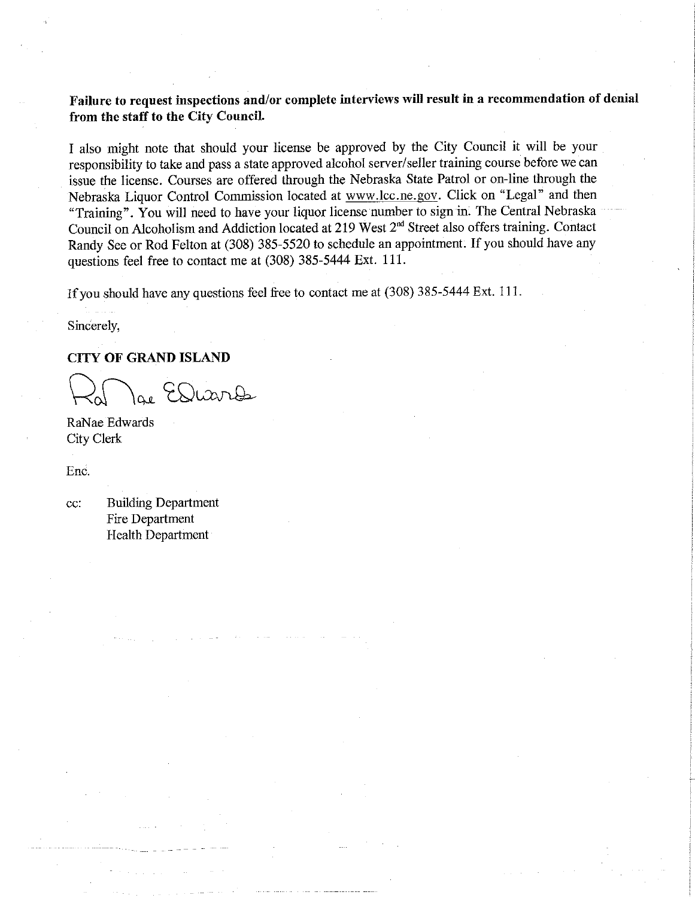**Failure to request inspections and/or complete interviews will result in a recommendation of denial from the staff to the City Council.**

I also might note that should your license be approved by the City Council it will be your responsibility to take and pass a state approved alcohol server/seller training course before we can issue the license. Courses are offered through the Nebraska State Patrol or on-line through the Nebraska Liquor Control Commission located at www.lcc.ne.gov. Click on "Legal" and then "Training". You will need to have your liquor license number to sign in. The Central Nebraska Council on Alcoholism and Addiction located at 219 West 2nd Street also offers training. Contact Randy See or Rod Felton at (308) 385-5520 to schedule an appointment. If you should have any questions feel free to contact me at (308) 385-5444 Ext. 111.

If you should have any questions feel free to contact me at (308) 385-5444 Ext. 111.

Sincerely,

**CITY OF GRAND ISLAND**

RaNae Edwards

RaNae Edwards
City Clerk

Enc.

cc: Building Department
Fire Department
Health Department